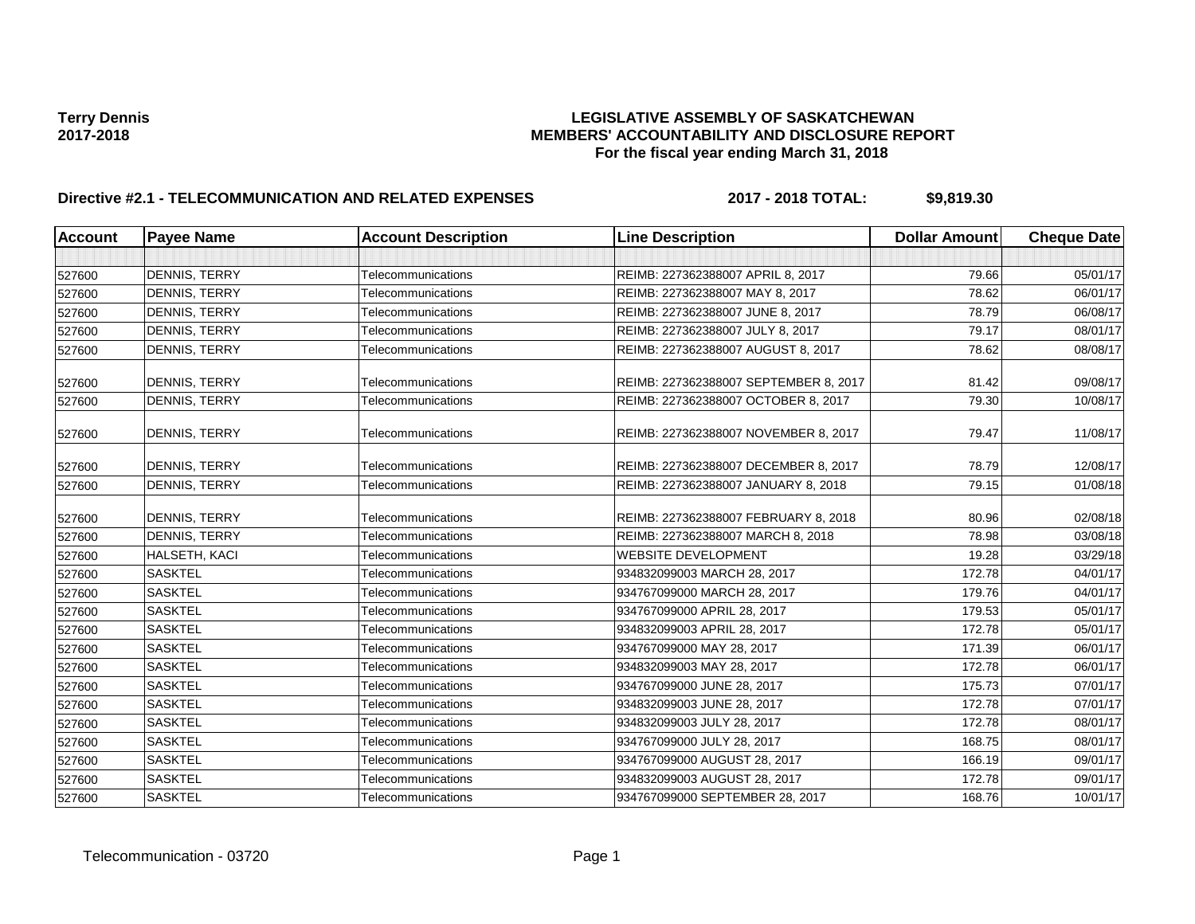**Terry Dennis**
**2017-2018**

# LEGISLATIVE ASSEMBLY OF SASKATCHEWAN
## MEMBERS' ACCOUNTABILITY AND DISCLOSURE REPORT
### For the fiscal year ending March 31, 2018

**Directive #2.1 - TELECOMMUNICATION AND RELATED EXPENSES** **2017 - 2018 TOTAL: $9,819.30**

| Account | Payee Name | Account Description | Line Description | Dollar Amount | Cheque Date |
|---|---|---|---|---|---|
| | | | | | |
| 527600 | DENNIS, TERRY | Telecommunications | REIMB: 227362388007 APRIL 8, 2017 | 79.66 | 05/01/17 |
| 527600 | DENNIS, TERRY | Telecommunications | REIMB: 227362388007 MAY 8, 2017 | 78.62 | 06/01/17 |
| 527600 | DENNIS, TERRY | Telecommunications | REIMB: 227362388007 JUNE 8, 2017 | 78.79 | 06/08/17 |
| 527600 | DENNIS, TERRY | Telecommunications | REIMB: 227362388007 JULY 8, 2017 | 79.17 | 08/01/17 |
| 527600 | DENNIS, TERRY | Telecommunications | REIMB: 227362388007 AUGUST 8, 2017 | 78.62 | 08/08/17 |
| 527600 | DENNIS, TERRY | Telecommunications | REIMB: 227362388007 SEPTEMBER 8, 2017 | 81.42 | 09/08/17 |
| 527600 | DENNIS, TERRY | Telecommunications | REIMB: 227362388007 OCTOBER 8, 2017 | 79.30 | 10/08/17 |
| 527600 | DENNIS, TERRY | Telecommunications | REIMB: 227362388007 NOVEMBER 8, 2017 | 79.47 | 11/08/17 |
| 527600 | DENNIS, TERRY | Telecommunications | REIMB: 227362388007 DECEMBER 8, 2017 | 78.79 | 12/08/17 |
| 527600 | DENNIS, TERRY | Telecommunications | REIMB: 227362388007 JANUARY 8, 2018 | 79.15 | 01/08/18 |
| 527600 | DENNIS, TERRY | Telecommunications | REIMB: 227362388007 FEBRUARY 8, 2018 | 80.96 | 02/08/18 |
| 527600 | DENNIS, TERRY | Telecommunications | REIMB: 227362388007 MARCH 8, 2018 | 78.98 | 03/08/18 |
| 527600 | HALSETH, KACI | Telecommunications | WEBSITE DEVELOPMENT | 19.28 | 03/29/18 |
| 527600 | SASKTEL | Telecommunications | 934832099003 MARCH 28, 2017 | 172.78 | 04/01/17 |
| 527600 | SASKTEL | Telecommunications | 934767099000 MARCH 28, 2017 | 179.76 | 04/01/17 |
| 527600 | SASKTEL | Telecommunications | 934767099000 APRIL 28, 2017 | 179.53 | 05/01/17 |
| 527600 | SASKTEL | Telecommunications | 934832099003 APRIL 28, 2017 | 172.78 | 05/01/17 |
| 527600 | SASKTEL | Telecommunications | 934767099000 MAY 28, 2017 | 171.39 | 06/01/17 |
| 527600 | SASKTEL | Telecommunications | 934832099003 MAY 28, 2017 | 172.78 | 06/01/17 |
| 527600 | SASKTEL | Telecommunications | 934767099000 JUNE 28, 2017 | 175.73 | 07/01/17 |
| 527600 | SASKTEL | Telecommunications | 934832099003 JUNE 28, 2017 | 172.78 | 07/01/17 |
| 527600 | SASKTEL | Telecommunications | 934832099003 JULY 28, 2017 | 172.78 | 08/01/17 |
| 527600 | SASKTEL | Telecommunications | 934767099000 JULY 28, 2017 | 168.75 | 08/01/17 |
| 527600 | SASKTEL | Telecommunications | 934767099000 AUGUST 28, 2017 | 166.19 | 09/01/17 |
| 527600 | SASKTEL | Telecommunications | 934832099003 AUGUST 28, 2017 | 172.78 | 09/01/17 |
| 527600 | SASKTEL | Telecommunications | 934767099000 SEPTEMBER 28, 2017 | 168.76 | 10/01/17 |

Telecommunication - 03720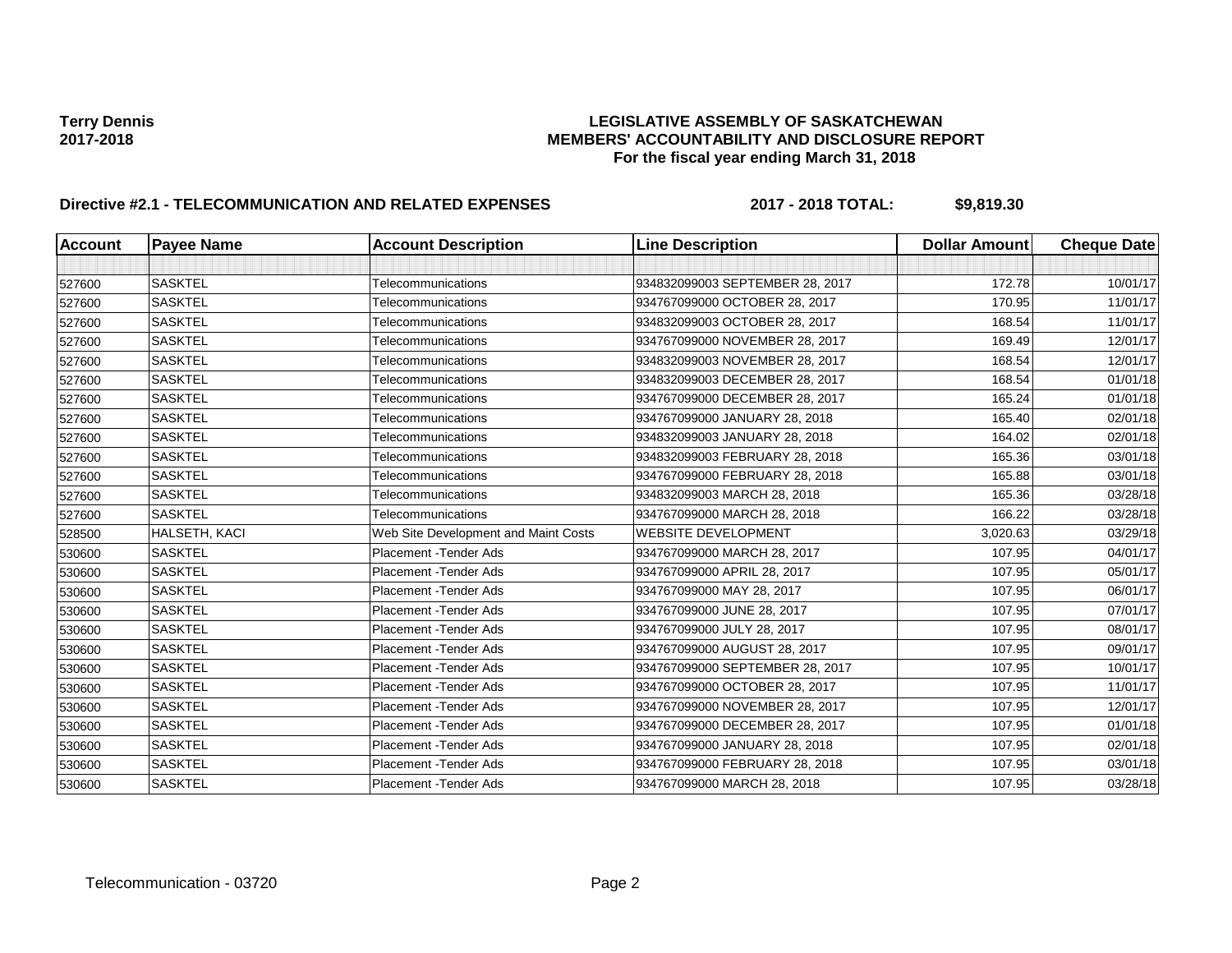**Terry Dennis**
**2017-2018**

**LEGISLATIVE ASSEMBLY OF SASKATCHEWAN**
**MEMBERS' ACCOUNTABILITY AND DISCLOSURE REPORT**
**For the fiscal year ending March 31, 2018**

**Directive #2.1 - TELECOMMUNICATION AND RELATED EXPENSES** **2017 - 2018 TOTAL: $9,819.30**

| Account | Payee Name | Account Description | Line Description | Dollar Amount | Cheque Date |
|---|---|---|---|---|---|
| | | | | | |
| 527600 | SASKTEL | Telecommunications | 934832099003 SEPTEMBER 28, 2017 | 172.78 | 10/01/17 |
| 527600 | SASKTEL | Telecommunications | 934767099000 OCTOBER 28, 2017 | 170.95 | 11/01/17 |
| 527600 | SASKTEL | Telecommunications | 934832099003 OCTOBER 28, 2017 | 168.54 | 11/01/17 |
| 527600 | SASKTEL | Telecommunications | 934767099000 NOVEMBER 28, 2017 | 169.49 | 12/01/17 |
| 527600 | SASKTEL | Telecommunications | 934832099003 NOVEMBER 28, 2017 | 168.54 | 12/01/17 |
| 527600 | SASKTEL | Telecommunications | 934832099003 DECEMBER 28, 2017 | 168.54 | 01/01/18 |
| 527600 | SASKTEL | Telecommunications | 934767099000 DECEMBER 28, 2017 | 165.24 | 01/01/18 |
| 527600 | SASKTEL | Telecommunications | 934767099000 JANUARY 28, 2018 | 165.40 | 02/01/18 |
| 527600 | SASKTEL | Telecommunications | 934832099003 JANUARY 28, 2018 | 164.02 | 02/01/18 |
| 527600 | SASKTEL | Telecommunications | 934832099003 FEBRUARY 28, 2018 | 165.36 | 03/01/18 |
| 527600 | SASKTEL | Telecommunications | 934767099000 FEBRUARY 28, 2018 | 165.88 | 03/01/18 |
| 527600 | SASKTEL | Telecommunications | 934832099003 MARCH 28, 2018 | 165.36 | 03/28/18 |
| 527600 | SASKTEL | Telecommunications | 934767099000 MARCH 28, 2018 | 166.22 | 03/28/18 |
| 528500 | HALSETH, KACI | Web Site Development and Maint Costs | WEBSITE DEVELOPMENT | 3,020.63 | 03/29/18 |
| 530600 | SASKTEL | Placement -Tender Ads | 934767099000 MARCH 28, 2017 | 107.95 | 04/01/17 |
| 530600 | SASKTEL | Placement -Tender Ads | 934767099000 APRIL 28, 2017 | 107.95 | 05/01/17 |
| 530600 | SASKTEL | Placement -Tender Ads | 934767099000 MAY 28, 2017 | 107.95 | 06/01/17 |
| 530600 | SASKTEL | Placement -Tender Ads | 934767099000 JUNE 28, 2017 | 107.95 | 07/01/17 |
| 530600 | SASKTEL | Placement -Tender Ads | 934767099000 JULY 28, 2017 | 107.95 | 08/01/17 |
| 530600 | SASKTEL | Placement -Tender Ads | 934767099000 AUGUST 28, 2017 | 107.95 | 09/01/17 |
| 530600 | SASKTEL | Placement -Tender Ads | 934767099000 SEPTEMBER 28, 2017 | 107.95 | 10/01/17 |
| 530600 | SASKTEL | Placement -Tender Ads | 934767099000 OCTOBER 28, 2017 | 107.95 | 11/01/17 |
| 530600 | SASKTEL | Placement -Tender Ads | 934767099000 NOVEMBER 28, 2017 | 107.95 | 12/01/17 |
| 530600 | SASKTEL | Placement -Tender Ads | 934767099000 DECEMBER 28, 2017 | 107.95 | 01/01/18 |
| 530600 | SASKTEL | Placement -Tender Ads | 934767099000 JANUARY 28, 2018 | 107.95 | 02/01/18 |
| 530600 | SASKTEL | Placement -Tender Ads | 934767099000 FEBRUARY 28, 2018 | 107.95 | 03/01/18 |
| 530600 | SASKTEL | Placement -Tender Ads | 934767099000 MARCH 28, 2018 | 107.95 | 03/28/18 |

Telecommunication - 03720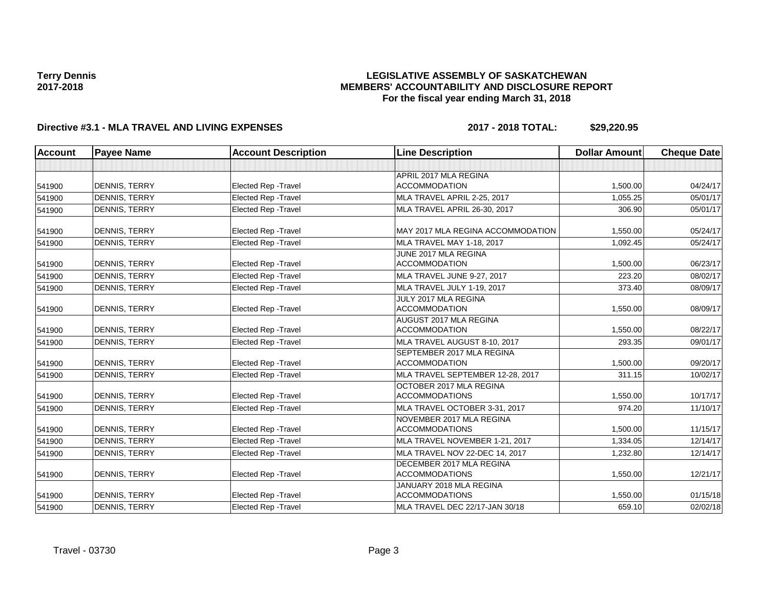**Terry Dennis**
**2017-2018**

# LEGISLATIVE ASSEMBLY OF SASKATCHEWAN
## MEMBERS' ACCOUNTABILITY AND DISCLOSURE REPORT
### For the fiscal year ending March 31, 2018

**Directive #3.1 - MLA TRAVEL AND LIVING EXPENSES** **2017 - 2018 TOTAL: $29,220.95**

| Account | Payee Name | Account Description | Line Description | Dollar Amount | Cheque Date |
|---|---|---|---|---|---|
| | | | | | |
| 541900 | DENNIS, TERRY | Elected Rep -Travel | APRIL 2017 MLA REGINA ACCOMMODATION | 1,500.00 | 04/24/17 |
| 541900 | DENNIS, TERRY | Elected Rep -Travel | MLA TRAVEL APRIL 2-25, 2017 | 1,055.25 | 05/01/17 |
| 541900 | DENNIS, TERRY | Elected Rep -Travel | MLA TRAVEL APRIL 26-30, 2017 | 306.90 | 05/01/17 |
| 541900 | DENNIS, TERRY | Elected Rep -Travel | MAY 2017 MLA REGINA ACCOMMODATION | 1,550.00 | 05/24/17 |
| 541900 | DENNIS, TERRY | Elected Rep -Travel | MLA TRAVEL MAY 1-18, 2017 | 1,092.45 | 05/24/17 |
| 541900 | DENNIS, TERRY | Elected Rep -Travel | JUNE 2017 MLA REGINA ACCOMMODATION | 1,500.00 | 06/23/17 |
| 541900 | DENNIS, TERRY | Elected Rep -Travel | MLA TRAVEL JUNE 9-27, 2017 | 223.20 | 08/02/17 |
| 541900 | DENNIS, TERRY | Elected Rep -Travel | MLA TRAVEL JULY 1-19, 2017 | 373.40 | 08/09/17 |
| 541900 | DENNIS, TERRY | Elected Rep -Travel | JULY 2017 MLA REGINA ACCOMMODATION | 1,550.00 | 08/09/17 |
| 541900 | DENNIS, TERRY | Elected Rep -Travel | AUGUST 2017 MLA REGINA ACCOMMODATION | 1,550.00 | 08/22/17 |
| 541900 | DENNIS, TERRY | Elected Rep -Travel | MLA TRAVEL AUGUST 8-10, 2017 | 293.35 | 09/01/17 |
| 541900 | DENNIS, TERRY | Elected Rep -Travel | SEPTEMBER 2017 MLA REGINA ACCOMMODATION | 1,500.00 | 09/20/17 |
| 541900 | DENNIS, TERRY | Elected Rep -Travel | MLA TRAVEL SEPTEMBER 12-28, 2017 | 311.15 | 10/02/17 |
| 541900 | DENNIS, TERRY | Elected Rep -Travel | OCTOBER 2017 MLA REGINA ACCOMMODATIONS | 1,550.00 | 10/17/17 |
| 541900 | DENNIS, TERRY | Elected Rep -Travel | MLA TRAVEL OCTOBER 3-31, 2017 | 974.20 | 11/10/17 |
| 541900 | DENNIS, TERRY | Elected Rep -Travel | NOVEMBER 2017 MLA REGINA ACCOMMODATIONS | 1,500.00 | 11/15/17 |
| 541900 | DENNIS, TERRY | Elected Rep -Travel | MLA TRAVEL NOVEMBER 1-21, 2017 | 1,334.05 | 12/14/17 |
| 541900 | DENNIS, TERRY | Elected Rep -Travel | MLA TRAVEL NOV 22-DEC 14, 2017 | 1,232.80 | 12/14/17 |
| 541900 | DENNIS, TERRY | Elected Rep -Travel | DECEMBER 2017 MLA REGINA ACCOMMODATIONS | 1,550.00 | 12/21/17 |
| 541900 | DENNIS, TERRY | Elected Rep -Travel | JANUARY 2018 MLA REGINA ACCOMMODATIONS | 1,550.00 | 01/15/18 |
| 541900 | DENNIS, TERRY | Elected Rep -Travel | MLA TRAVEL DEC 22/17-JAN 30/18 | 659.10 | 02/02/18 |

Travel - 03730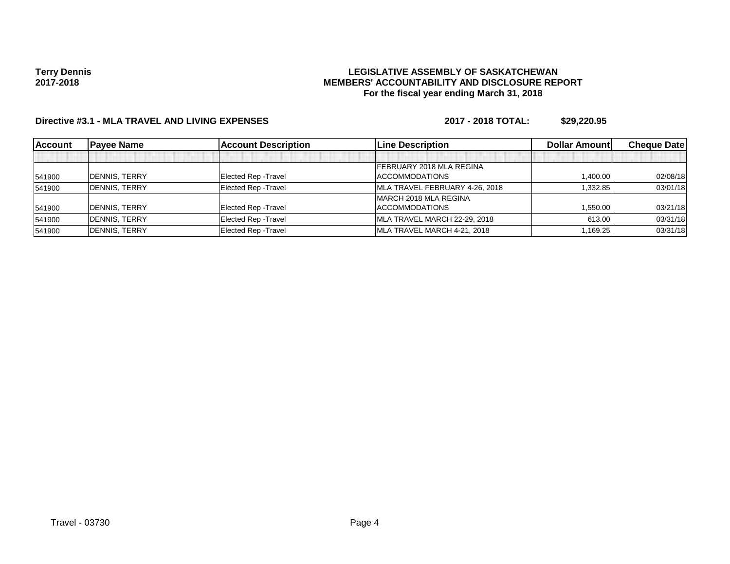**Terry Dennis**
**2017-2018**

**LEGISLATIVE ASSEMBLY OF SASKATCHEWAN**
**MEMBERS' ACCOUNTABILITY AND DISCLOSURE REPORT**
**For the fiscal year ending March 31, 2018**

**Directive #3.1 - MLA TRAVEL AND LIVING EXPENSES** **2017 - 2018 TOTAL: $29,220.95**

| Account | Payee Name | Account Description | Line Description | Dollar Amount | Cheque Date |
|---|---|---|---|---|---|
| | | | | | |
| 541900 | DENNIS, TERRY | Elected Rep -Travel | FEBRUARY 2018 MLA REGINA ACCOMMODATIONS | 1,400.00 | 02/08/18 |
| 541900 | DENNIS, TERRY | Elected Rep -Travel | MLA TRAVEL FEBRUARY 4-26, 2018 | 1,332.85 | 03/01/18 |
| 541900 | DENNIS, TERRY | Elected Rep -Travel | MARCH 2018 MLA REGINA ACCOMMODATIONS | 1,550.00 | 03/21/18 |
| 541900 | DENNIS, TERRY | Elected Rep -Travel | MLA TRAVEL MARCH 22-29, 2018 | 613.00 | 03/31/18 |
| 541900 | DENNIS, TERRY | Elected Rep -Travel | MLA TRAVEL MARCH 4-21, 2018 | 1,169.25 | 03/31/18 |

Travel - 03730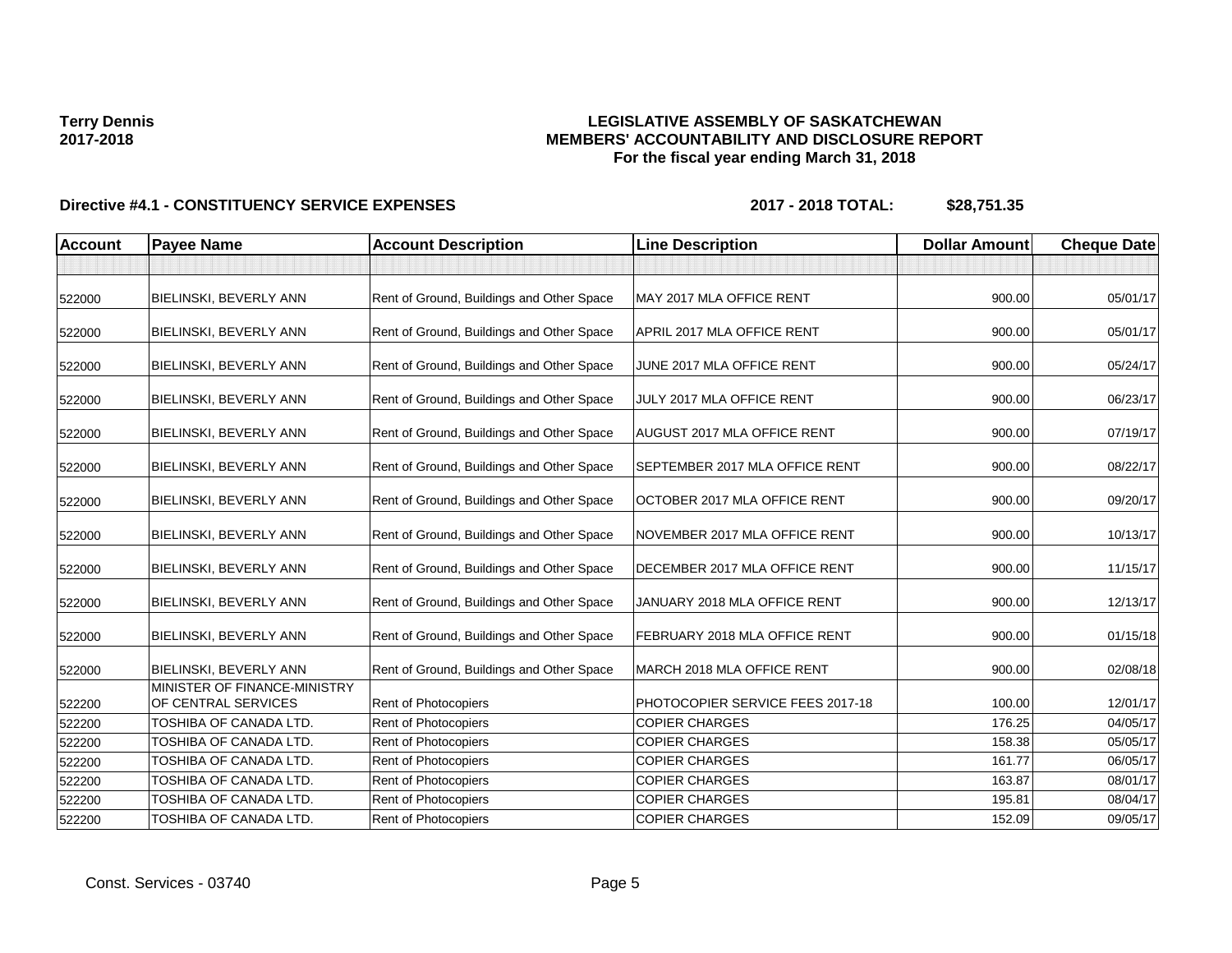**Terry Dennis**
**2017-2018**

# LEGISLATIVE ASSEMBLY OF SASKATCHEWAN
## MEMBERS' ACCOUNTABILITY AND DISCLOSURE REPORT
### For the fiscal year ending March 31, 2018

**Directive #4.1 - CONSTITUENCY SERVICE EXPENSES** **2017 - 2018 TOTAL: $28,751.35**

| Account | Payee Name | Account Description | Line Description | Dollar Amount | Cheque Date |
|---|---|---|---|---|---|
| | | | | | |
| 522000 | BIELINSKI, BEVERLY ANN | Rent of Ground, Buildings and Other Space | MAY 2017 MLA OFFICE RENT | 900.00 | 05/01/17 |
| 522000 | BIELINSKI, BEVERLY ANN | Rent of Ground, Buildings and Other Space | APRIL 2017 MLA OFFICE RENT | 900.00 | 05/01/17 |
| 522000 | BIELINSKI, BEVERLY ANN | Rent of Ground, Buildings and Other Space | JUNE 2017 MLA OFFICE RENT | 900.00 | 05/24/17 |
| 522000 | BIELINSKI, BEVERLY ANN | Rent of Ground, Buildings and Other Space | JULY 2017 MLA OFFICE RENT | 900.00 | 06/23/17 |
| 522000 | BIELINSKI, BEVERLY ANN | Rent of Ground, Buildings and Other Space | AUGUST 2017 MLA OFFICE RENT | 900.00 | 07/19/17 |
| 522000 | BIELINSKI, BEVERLY ANN | Rent of Ground, Buildings and Other Space | SEPTEMBER 2017 MLA OFFICE RENT | 900.00 | 08/22/17 |
| 522000 | BIELINSKI, BEVERLY ANN | Rent of Ground, Buildings and Other Space | OCTOBER 2017 MLA OFFICE RENT | 900.00 | 09/20/17 |
| 522000 | BIELINSKI, BEVERLY ANN | Rent of Ground, Buildings and Other Space | NOVEMBER 2017 MLA OFFICE RENT | 900.00 | 10/13/17 |
| 522000 | BIELINSKI, BEVERLY ANN | Rent of Ground, Buildings and Other Space | DECEMBER 2017 MLA OFFICE RENT | 900.00 | 11/15/17 |
| 522000 | BIELINSKI, BEVERLY ANN | Rent of Ground, Buildings and Other Space | JANUARY 2018 MLA OFFICE RENT | 900.00 | 12/13/17 |
| 522000 | BIELINSKI, BEVERLY ANN | Rent of Ground, Buildings and Other Space | FEBRUARY 2018 MLA OFFICE RENT | 900.00 | 01/15/18 |
| 522000 | BIELINSKI, BEVERLY ANN | Rent of Ground, Buildings and Other Space | MARCH 2018 MLA OFFICE RENT | 900.00 | 02/08/18 |
| 522200 | MINISTER OF FINANCE-MINISTRY OF CENTRAL SERVICES | Rent of Photocopiers | PHOTOCOPIER SERVICE FEES 2017-18 | 100.00 | 12/01/17 |
| 522200 | TOSHIBA OF CANADA LTD. | Rent of Photocopiers | COPIER CHARGES | 176.25 | 04/05/17 |
| 522200 | TOSHIBA OF CANADA LTD. | Rent of Photocopiers | COPIER CHARGES | 158.38 | 05/05/17 |
| 522200 | TOSHIBA OF CANADA LTD. | Rent of Photocopiers | COPIER CHARGES | 161.77 | 06/05/17 |
| 522200 | TOSHIBA OF CANADA LTD. | Rent of Photocopiers | COPIER CHARGES | 163.87 | 08/01/17 |
| 522200 | TOSHIBA OF CANADA LTD. | Rent of Photocopiers | COPIER CHARGES | 195.81 | 08/04/17 |
| 522200 | TOSHIBA OF CANADA LTD. | Rent of Photocopiers | COPIER CHARGES | 152.09 | 09/05/17 |

Const. Services - 03740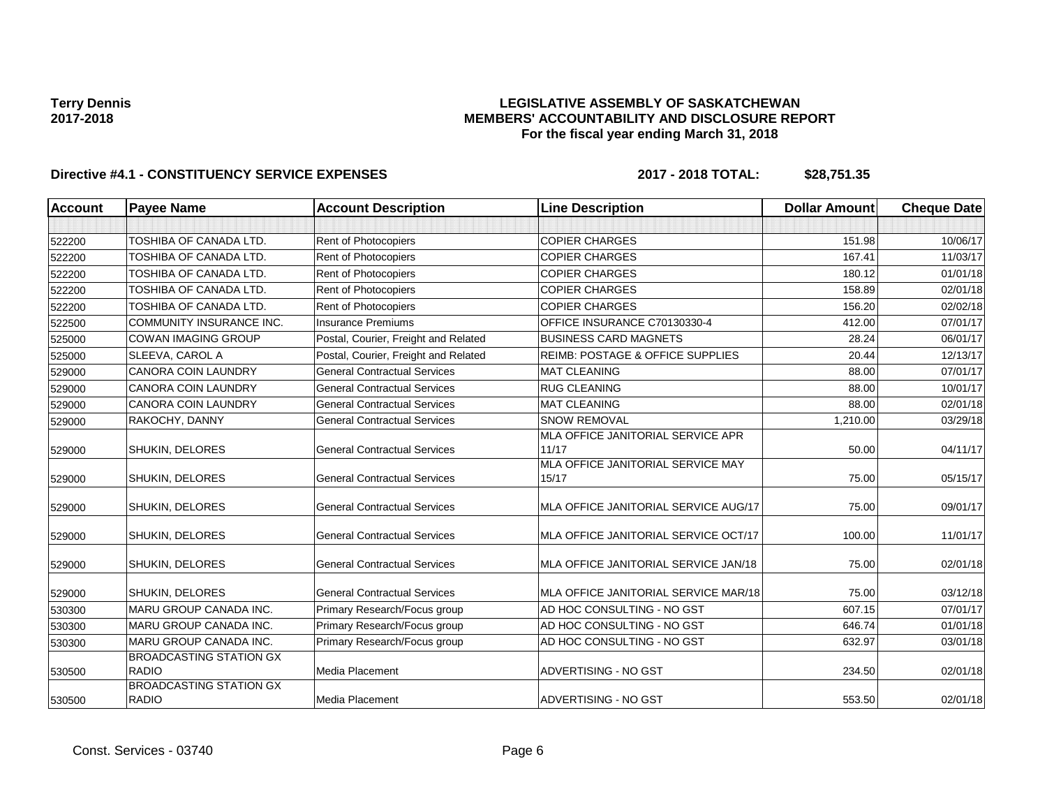**Terry Dennis**
**2017-2018**

# LEGISLATIVE ASSEMBLY OF SASKATCHEWAN
## MEMBERS' ACCOUNTABILITY AND DISCLOSURE REPORT
### For the fiscal year ending March 31, 2018

**Directive #4.1 - CONSTITUENCY SERVICE EXPENSES** **2017 - 2018 TOTAL: $28,751.35**

| Account | Payee Name | Account Description | Line Description | Dollar Amount | Cheque Date |
|---|---|---|---|---|---|
| | | | | | |
| 522200 | TOSHIBA OF CANADA LTD. | Rent of Photocopiers | COPIER CHARGES | 151.98 | 10/06/17 |
| 522200 | TOSHIBA OF CANADA LTD. | Rent of Photocopiers | COPIER CHARGES | 167.41 | 11/03/17 |
| 522200 | TOSHIBA OF CANADA LTD. | Rent of Photocopiers | COPIER CHARGES | 180.12 | 01/01/18 |
| 522200 | TOSHIBA OF CANADA LTD. | Rent of Photocopiers | COPIER CHARGES | 158.89 | 02/01/18 |
| 522200 | TOSHIBA OF CANADA LTD. | Rent of Photocopiers | COPIER CHARGES | 156.20 | 02/02/18 |
| 522500 | COMMUNITY INSURANCE INC. | Insurance Premiums | OFFICE INSURANCE C70130330-4 | 412.00 | 07/01/17 |
| 525000 | COWAN IMAGING GROUP | Postal, Courier, Freight and Related | BUSINESS CARD MAGNETS | 28.24 | 06/01/17 |
| 525000 | SLEEVA, CAROL A | Postal, Courier, Freight and Related | REIMB: POSTAGE & OFFICE SUPPLIES | 20.44 | 12/13/17 |
| 529000 | CANORA COIN LAUNDRY | General Contractual Services | MAT CLEANING | 88.00 | 07/01/17 |
| 529000 | CANORA COIN LAUNDRY | General Contractual Services | RUG CLEANING | 88.00 | 10/01/17 |
| 529000 | CANORA COIN LAUNDRY | General Contractual Services | MAT CLEANING | 88.00 | 02/01/18 |
| 529000 | RAKOCHY, DANNY | General Contractual Services | SNOW REMOVAL | 1,210.00 | 03/29/18 |
| 529000 | SHUKIN, DELORES | General Contractual Services | MLA OFFICE JANITORIAL SERVICE APR 11/17 | 50.00 | 04/11/17 |
| 529000 | SHUKIN, DELORES | General Contractual Services | MLA OFFICE JANITORIAL SERVICE MAY 15/17 | 75.00 | 05/15/17 |
| 529000 | SHUKIN, DELORES | General Contractual Services | MLA OFFICE JANITORIAL SERVICE AUG/17 | 75.00 | 09/01/17 |
| 529000 | SHUKIN, DELORES | General Contractual Services | MLA OFFICE JANITORIAL SERVICE OCT/17 | 100.00 | 11/01/17 |
| 529000 | SHUKIN, DELORES | General Contractual Services | MLA OFFICE JANITORIAL SERVICE JAN/18 | 75.00 | 02/01/18 |
| 529000 | SHUKIN, DELORES | General Contractual Services | MLA OFFICE JANITORIAL SERVICE MAR/18 | 75.00 | 03/12/18 |
| 530300 | MARU GROUP CANADA INC. | Primary Research/Focus group | AD HOC CONSULTING - NO GST | 607.15 | 07/01/17 |
| 530300 | MARU GROUP CANADA INC. | Primary Research/Focus group | AD HOC CONSULTING - NO GST | 646.74 | 01/01/18 |
| 530300 | MARU GROUP CANADA INC. | Primary Research/Focus group | AD HOC CONSULTING - NO GST | 632.97 | 03/01/18 |
| 530500 | BROADCASTING STATION GX RADIO | Media Placement | ADVERTISING - NO GST | 234.50 | 02/01/18 |
| 530500 | BROADCASTING STATION GX RADIO | Media Placement | ADVERTISING - NO GST | 553.50 | 02/01/18 |

Const. Services - 03740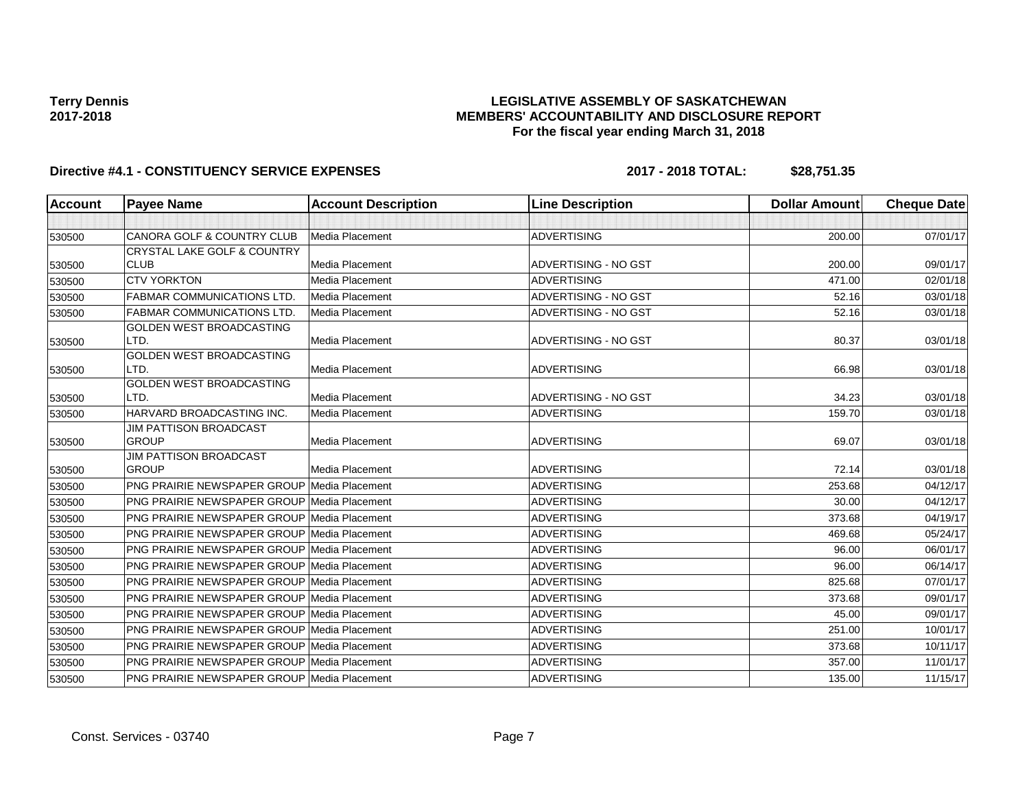**Terry Dennis**
**2017-2018**

**LEGISLATIVE ASSEMBLY OF SASKATCHEWAN**
**MEMBERS' ACCOUNTABILITY AND DISCLOSURE REPORT**
**For the fiscal year ending March 31, 2018**

**Directive #4.1 - CONSTITUENCY SERVICE EXPENSES** **2017 - 2018 TOTAL: $28,751.35**

| Account | Payee Name | Account Description | Line Description | Dollar Amount | Cheque Date |
|---|---|---|---|---|---|
| | | | | | |
| 530500 | CANORA GOLF & COUNTRY CLUB | Media Placement | ADVERTISING | 200.00 | 07/01/17 |
| 530500 | CRYSTAL LAKE GOLF & COUNTRY CLUB | Media Placement | ADVERTISING - NO GST | 200.00 | 09/01/17 |
| 530500 | CTV YORKTON | Media Placement | ADVERTISING | 471.00 | 02/01/18 |
| 530500 | FABMAR COMMUNICATIONS LTD. | Media Placement | ADVERTISING - NO GST | 52.16 | 03/01/18 |
| 530500 | FABMAR COMMUNICATIONS LTD. | Media Placement | ADVERTISING - NO GST | 52.16 | 03/01/18 |
| 530500 | GOLDEN WEST BROADCASTING LTD. | Media Placement | ADVERTISING - NO GST | 80.37 | 03/01/18 |
| 530500 | GOLDEN WEST BROADCASTING LTD. | Media Placement | ADVERTISING | 66.98 | 03/01/18 |
| 530500 | GOLDEN WEST BROADCASTING LTD. | Media Placement | ADVERTISING - NO GST | 34.23 | 03/01/18 |
| 530500 | HARVARD BROADCASTING INC. | Media Placement | ADVERTISING | 159.70 | 03/01/18 |
| 530500 | JIM PATTISON BROADCAST GROUP | Media Placement | ADVERTISING | 69.07 | 03/01/18 |
| 530500 | JIM PATTISON BROADCAST GROUP | Media Placement | ADVERTISING | 72.14 | 03/01/18 |
| 530500 | PNG PRAIRIE NEWSPAPER GROUP | Media Placement | ADVERTISING | 253.68 | 04/12/17 |
| 530500 | PNG PRAIRIE NEWSPAPER GROUP | Media Placement | ADVERTISING | 30.00 | 04/12/17 |
| 530500 | PNG PRAIRIE NEWSPAPER GROUP | Media Placement | ADVERTISING | 373.68 | 04/19/17 |
| 530500 | PNG PRAIRIE NEWSPAPER GROUP | Media Placement | ADVERTISING | 469.68 | 05/24/17 |
| 530500 | PNG PRAIRIE NEWSPAPER GROUP | Media Placement | ADVERTISING | 96.00 | 06/01/17 |
| 530500 | PNG PRAIRIE NEWSPAPER GROUP | Media Placement | ADVERTISING | 96.00 | 06/14/17 |
| 530500 | PNG PRAIRIE NEWSPAPER GROUP | Media Placement | ADVERTISING | 825.68 | 07/01/17 |
| 530500 | PNG PRAIRIE NEWSPAPER GROUP | Media Placement | ADVERTISING | 373.68 | 09/01/17 |
| 530500 | PNG PRAIRIE NEWSPAPER GROUP | Media Placement | ADVERTISING | 45.00 | 09/01/17 |
| 530500 | PNG PRAIRIE NEWSPAPER GROUP | Media Placement | ADVERTISING | 251.00 | 10/01/17 |
| 530500 | PNG PRAIRIE NEWSPAPER GROUP | Media Placement | ADVERTISING | 373.68 | 10/11/17 |
| 530500 | PNG PRAIRIE NEWSPAPER GROUP | Media Placement | ADVERTISING | 357.00 | 11/01/17 |
| 530500 | PNG PRAIRIE NEWSPAPER GROUP | Media Placement | ADVERTISING | 135.00 | 11/15/17 |

Const. Services - 03740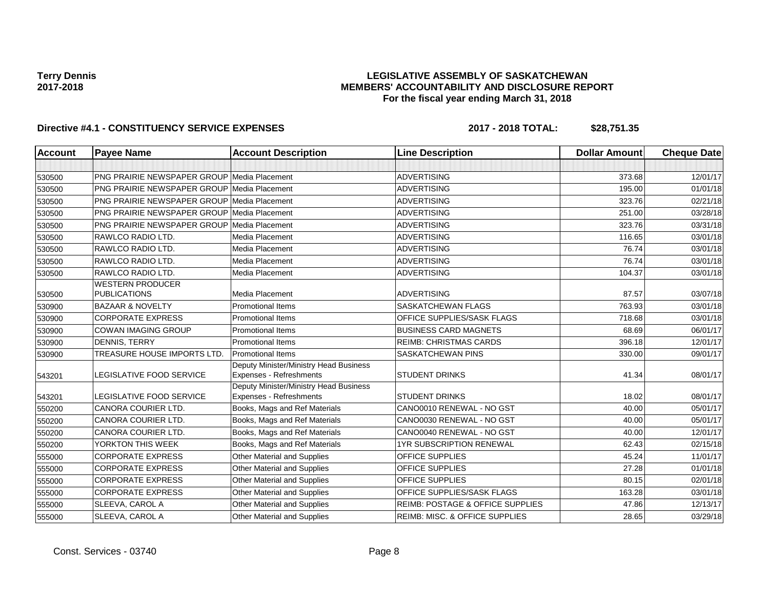**Terry Dennis**
**2017-2018**

# LEGISLATIVE ASSEMBLY OF SASKATCHEWAN
## MEMBERS' ACCOUNTABILITY AND DISCLOSURE REPORT
### For the fiscal year ending March 31, 2018

**Directive #4.1 - CONSTITUENCY SERVICE EXPENSES** **2017 - 2018 TOTAL: $28,751.35**

| Account | Payee Name | Account Description | Line Description | Dollar Amount | Cheque Date |
|---|---|---|---|---|---|
| | | | | | |
| 530500 | PNG PRAIRIE NEWSPAPER GROUP | Media Placement | ADVERTISING | 373.68 | 12/01/17 |
| 530500 | PNG PRAIRIE NEWSPAPER GROUP | Media Placement | ADVERTISING | 195.00 | 01/01/18 |
| 530500 | PNG PRAIRIE NEWSPAPER GROUP | Media Placement | ADVERTISING | 323.76 | 02/21/18 |
| 530500 | PNG PRAIRIE NEWSPAPER GROUP | Media Placement | ADVERTISING | 251.00 | 03/28/18 |
| 530500 | PNG PRAIRIE NEWSPAPER GROUP | Media Placement | ADVERTISING | 323.76 | 03/31/18 |
| 530500 | RAWLCO RADIO LTD. | Media Placement | ADVERTISING | 116.65 | 03/01/18 |
| 530500 | RAWLCO RADIO LTD. | Media Placement | ADVERTISING | 76.74 | 03/01/18 |
| 530500 | RAWLCO RADIO LTD. | Media Placement | ADVERTISING | 76.74 | 03/01/18 |
| 530500 | RAWLCO RADIO LTD. | Media Placement | ADVERTISING | 104.37 | 03/01/18 |
| 530500 | WESTERN PRODUCER PUBLICATIONS | Media Placement | ADVERTISING | 87.57 | 03/07/18 |
| 530900 | BAZAAR & NOVELTY | Promotional Items | SASKATCHEWAN FLAGS | 763.93 | 03/01/18 |
| 530900 | CORPORATE EXPRESS | Promotional Items | OFFICE SUPPLIES/SASK FLAGS | 718.68 | 03/01/18 |
| 530900 | COWAN IMAGING GROUP | Promotional Items | BUSINESS CARD MAGNETS | 68.69 | 06/01/17 |
| 530900 | DENNIS, TERRY | Promotional Items | REIMB: CHRISTMAS CARDS | 396.18 | 12/01/17 |
| 530900 | TREASURE HOUSE IMPORTS LTD. | Promotional Items | SASKATCHEWAN PINS | 330.00 | 09/01/17 |
| 543201 | LEGISLATIVE FOOD SERVICE | Deputy Minister/Ministry Head Business Expenses - Refreshments | STUDENT DRINKS | 41.34 | 08/01/17 |
| 543201 | LEGISLATIVE FOOD SERVICE | Deputy Minister/Ministry Head Business Expenses - Refreshments | STUDENT DRINKS | 18.02 | 08/01/17 |
| 550200 | CANORA COURIER LTD. | Books, Mags and Ref Materials | CANO0010 RENEWAL - NO GST | 40.00 | 05/01/17 |
| 550200 | CANORA COURIER LTD. | Books, Mags and Ref Materials | CANO0030 RENEWAL - NO GST | 40.00 | 05/01/17 |
| 550200 | CANORA COURIER LTD. | Books, Mags and Ref Materials | CANO0040 RENEWAL - NO GST | 40.00 | 12/01/17 |
| 550200 | YORKTON THIS WEEK | Books, Mags and Ref Materials | 1YR SUBSCRIPTION RENEWAL | 62.43 | 02/15/18 |
| 555000 | CORPORATE EXPRESS | Other Material and Supplies | OFFICE SUPPLIES | 45.24 | 11/01/17 |
| 555000 | CORPORATE EXPRESS | Other Material and Supplies | OFFICE SUPPLIES | 27.28 | 01/01/18 |
| 555000 | CORPORATE EXPRESS | Other Material and Supplies | OFFICE SUPPLIES | 80.15 | 02/01/18 |
| 555000 | CORPORATE EXPRESS | Other Material and Supplies | OFFICE SUPPLIES/SASK FLAGS | 163.28 | 03/01/18 |
| 555000 | SLEEVA, CAROL A | Other Material and Supplies | REIMB: POSTAGE & OFFICE SUPPLIES | 47.86 | 12/13/17 |
| 555000 | SLEEVA, CAROL A | Other Material and Supplies | REIMB: MISC. & OFFICE SUPPLIES | 28.65 | 03/29/18 |

Const. Services - 03740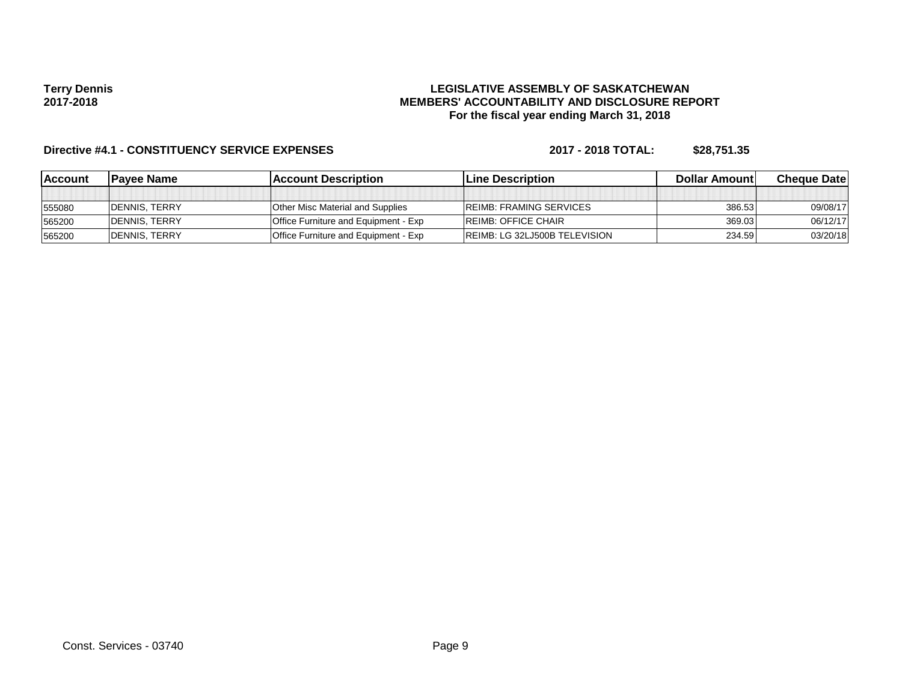**Terry Dennis**
**2017-2018**

**LEGISLATIVE ASSEMBLY OF SASKATCHEWAN**
**MEMBERS' ACCOUNTABILITY AND DISCLOSURE REPORT**
**For the fiscal year ending March 31, 2018**

**Directive #4.1 - CONSTITUENCY SERVICE EXPENSES** **2017 - 2018 TOTAL: $28,751.35**

| Account | Payee Name | Account Description | Line Description | Dollar Amount | Cheque Date |
|---|---|---|---|---|---|
| | | | | | |
| 555080 | DENNIS, TERRY | Other Misc Material and Supplies | REIMB: FRAMING SERVICES | 386.53 | 09/08/17 |
| 565200 | DENNIS, TERRY | Office Furniture and Equipment - Exp | REIMB: OFFICE CHAIR | 369.03 | 06/12/17 |
| 565200 | DENNIS, TERRY | Office Furniture and Equipment - Exp | REIMB: LG 32LJ500B TELEVISION | 234.59 | 03/20/18 |

Const. Services - 03740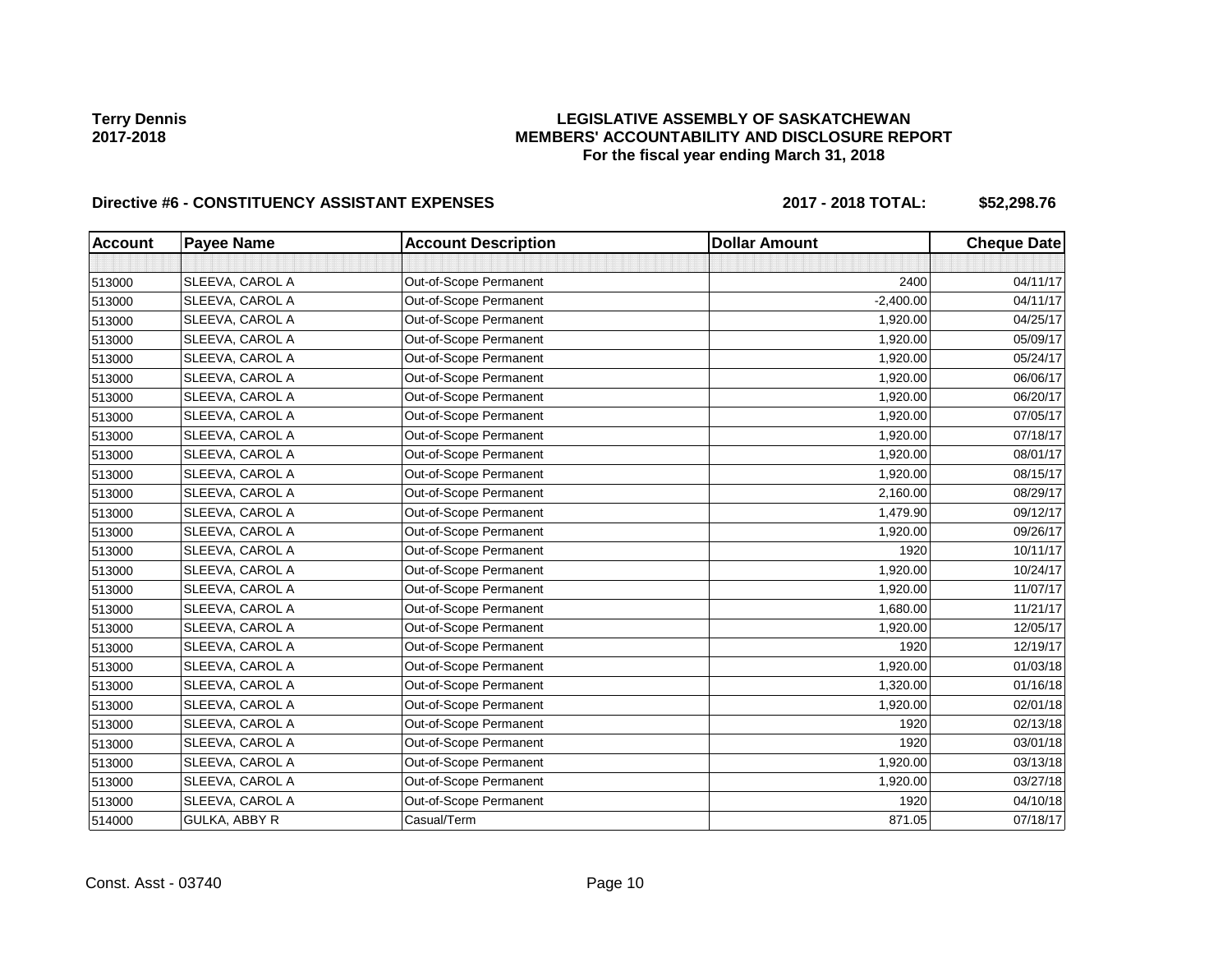**Terry Dennis**
**2017-2018**

**LEGISLATIVE ASSEMBLY OF SASKATCHEWAN**
**MEMBERS' ACCOUNTABILITY AND DISCLOSURE REPORT**
**For the fiscal year ending March 31, 2018**

**Directive #6 - CONSTITUENCY ASSISTANT EXPENSES** **2017 - 2018 TOTAL: $52,298.76**

| Account | Payee Name | Account Description | Dollar Amount | Cheque Date |
|---|---|---|---|---|
| | | | | |
| 513000 | SLEEVA, CAROL A | Out-of-Scope Permanent | 2400 | 04/11/17 |
| 513000 | SLEEVA, CAROL A | Out-of-Scope Permanent | -2,400.00 | 04/11/17 |
| 513000 | SLEEVA, CAROL A | Out-of-Scope Permanent | 1,920.00 | 04/25/17 |
| 513000 | SLEEVA, CAROL A | Out-of-Scope Permanent | 1,920.00 | 05/09/17 |
| 513000 | SLEEVA, CAROL A | Out-of-Scope Permanent | 1,920.00 | 05/24/17 |
| 513000 | SLEEVA, CAROL A | Out-of-Scope Permanent | 1,920.00 | 06/06/17 |
| 513000 | SLEEVA, CAROL A | Out-of-Scope Permanent | 1,920.00 | 06/20/17 |
| 513000 | SLEEVA, CAROL A | Out-of-Scope Permanent | 1,920.00 | 07/05/17 |
| 513000 | SLEEVA, CAROL A | Out-of-Scope Permanent | 1,920.00 | 07/18/17 |
| 513000 | SLEEVA, CAROL A | Out-of-Scope Permanent | 1,920.00 | 08/01/17 |
| 513000 | SLEEVA, CAROL A | Out-of-Scope Permanent | 1,920.00 | 08/15/17 |
| 513000 | SLEEVA, CAROL A | Out-of-Scope Permanent | 2,160.00 | 08/29/17 |
| 513000 | SLEEVA, CAROL A | Out-of-Scope Permanent | 1,479.90 | 09/12/17 |
| 513000 | SLEEVA, CAROL A | Out-of-Scope Permanent | 1,920.00 | 09/26/17 |
| 513000 | SLEEVA, CAROL A | Out-of-Scope Permanent | 1920 | 10/11/17 |
| 513000 | SLEEVA, CAROL A | Out-of-Scope Permanent | 1,920.00 | 10/24/17 |
| 513000 | SLEEVA, CAROL A | Out-of-Scope Permanent | 1,920.00 | 11/07/17 |
| 513000 | SLEEVA, CAROL A | Out-of-Scope Permanent | 1,680.00 | 11/21/17 |
| 513000 | SLEEVA, CAROL A | Out-of-Scope Permanent | 1,920.00 | 12/05/17 |
| 513000 | SLEEVA, CAROL A | Out-of-Scope Permanent | 1920 | 12/19/17 |
| 513000 | SLEEVA, CAROL A | Out-of-Scope Permanent | 1,920.00 | 01/03/18 |
| 513000 | SLEEVA, CAROL A | Out-of-Scope Permanent | 1,320.00 | 01/16/18 |
| 513000 | SLEEVA, CAROL A | Out-of-Scope Permanent | 1,920.00 | 02/01/18 |
| 513000 | SLEEVA, CAROL A | Out-of-Scope Permanent | 1920 | 02/13/18 |
| 513000 | SLEEVA, CAROL A | Out-of-Scope Permanent | 1920 | 03/01/18 |
| 513000 | SLEEVA, CAROL A | Out-of-Scope Permanent | 1,920.00 | 03/13/18 |
| 513000 | SLEEVA, CAROL A | Out-of-Scope Permanent | 1,920.00 | 03/27/18 |
| 513000 | SLEEVA, CAROL A | Out-of-Scope Permanent | 1920 | 04/10/18 |
| 514000 | GULKA, ABBY R | Casual/Term | 871.05 | 07/18/17 |

Const. Asst - 03740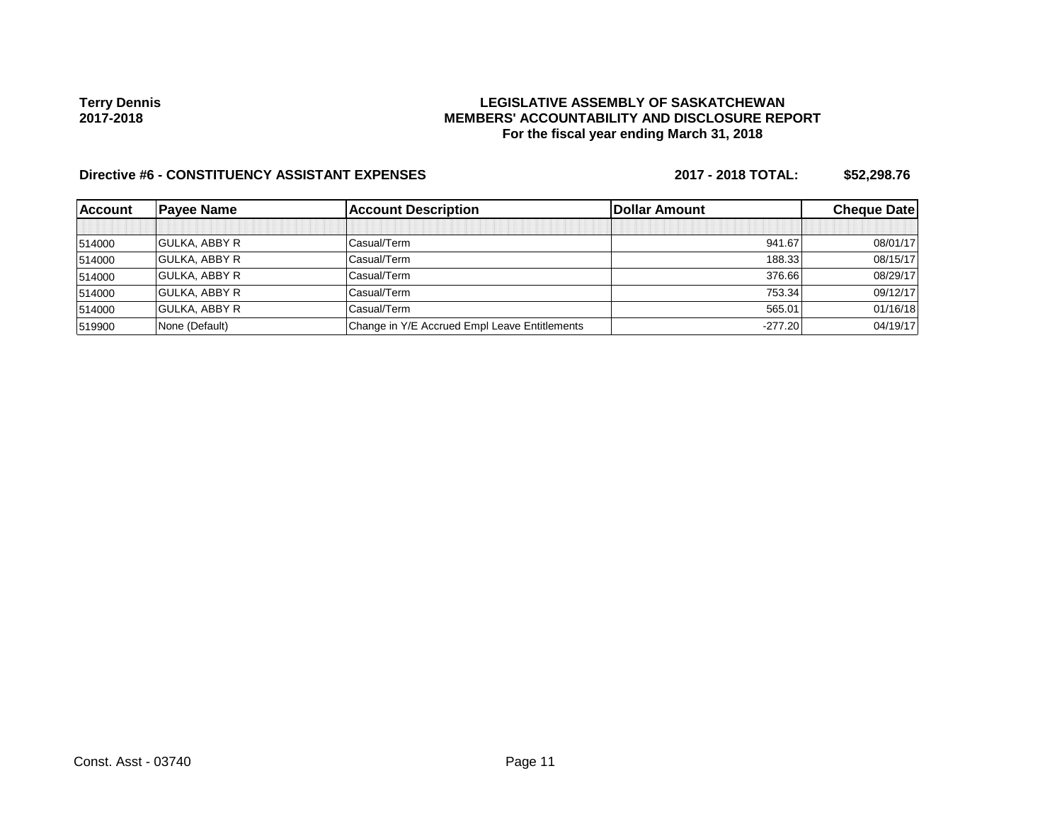**Terry Dennis**
**2017-2018**

**LEGISLATIVE ASSEMBLY OF SASKATCHEWAN**
**MEMBERS' ACCOUNTABILITY AND DISCLOSURE REPORT**
**For the fiscal year ending March 31, 2018**

**Directive #6 - CONSTITUENCY ASSISTANT EXPENSES** **2017 - 2018 TOTAL: $52,298.76**

| Account | Payee Name | Account Description | Dollar Amount | Cheque Date |
|---|---|---|---|---|
| | | | | |
| 514000 | GULKA, ABBY R | Casual/Term | 941.67 | 08/01/17 |
| 514000 | GULKA, ABBY R | Casual/Term | 188.33 | 08/15/17 |
| 514000 | GULKA, ABBY R | Casual/Term | 376.66 | 08/29/17 |
| 514000 | GULKA, ABBY R | Casual/Term | 753.34 | 09/12/17 |
| 514000 | GULKA, ABBY R | Casual/Term | 565.01 | 01/16/18 |
| 519900 | None (Default) | Change in Y/E Accrued Empl Leave Entitlements | -277.20 | 04/19/17 |

Const. Asst - 03740